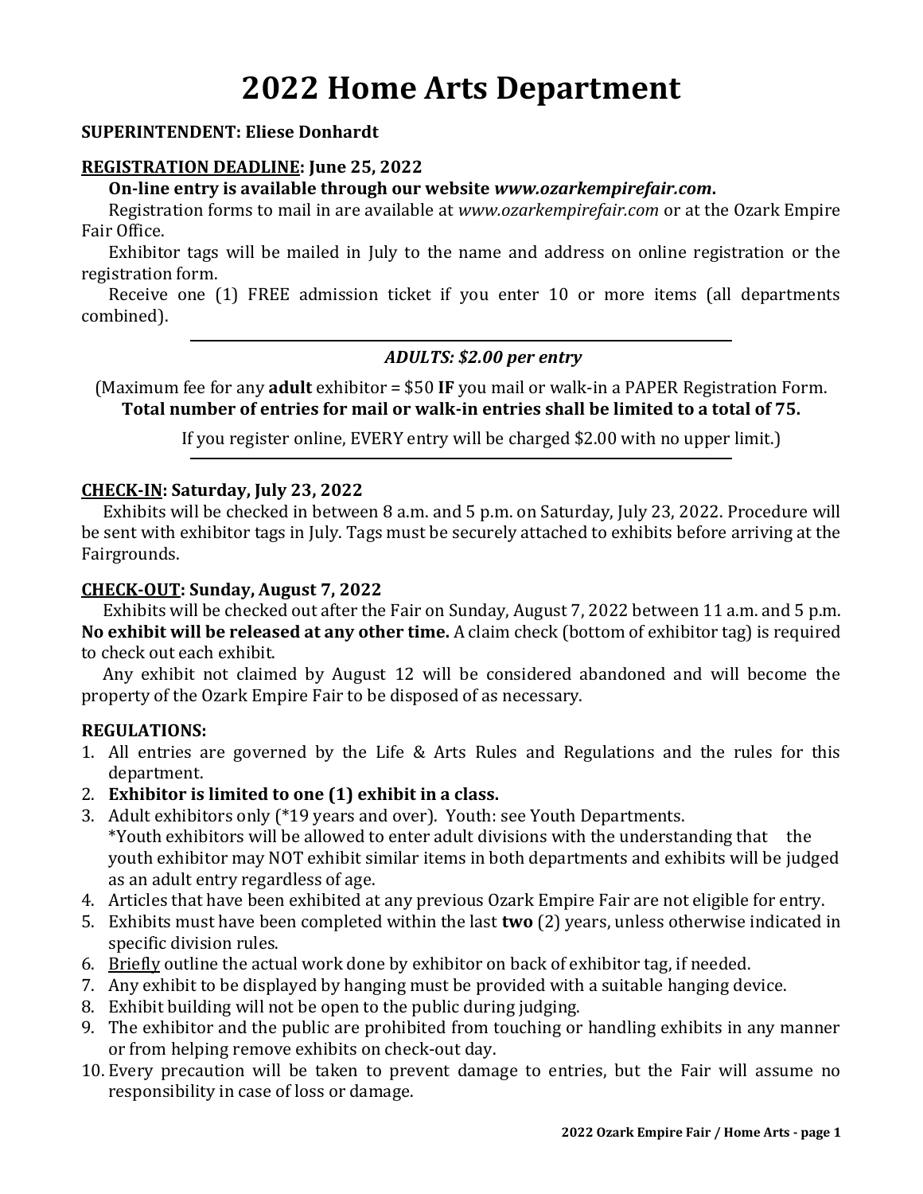# 2022 Home Arts Department

**SUPERINTENDENT: Eliese Donhardt**

**REGISTRATION DEADLINE: June 25, 2022**

**On-line entry is available through our website *www.ozarkempirefair.com*.**

Registration forms to mail in are available at *www.ozarkempirefair.com* or at the Ozark Empire Fair Office.

Exhibitor tags will be mailed in July to the name and address on online registration or the registration form.

Receive one (1) FREE admission ticket if you enter 10 or more items (all departments combined).

---

***ADULTS: $2.00 per entry***

(Maximum fee for any **adult** exhibitor = $50 **IF** you mail or walk-in a PAPER Registration Form.
**Total number of entries for mail or walk-in entries shall be limited to a total of 75.**

If you register online, EVERY entry will be charged $2.00 with no upper limit.)

---

**CHECK-IN: Saturday, July 23, 2022**

Exhibits will be checked in between 8 a.m. and 5 p.m. on Saturday, July 23, 2022. Procedure will be sent with exhibitor tags in July. Tags must be securely attached to exhibits before arriving at the Fairgrounds.

**CHECK-OUT: Sunday, August 7, 2022**

Exhibits will be checked out after the Fair on Sunday, August 7, 2022 between 11 a.m. and 5 p.m. **No exhibit will be released at any other time.** A claim check (bottom of exhibitor tag) is required to check out each exhibit.

Any exhibit not claimed by August 12 will be considered abandoned and will become the property of the Ozark Empire Fair to be disposed of as necessary.

**REGULATIONS:**

1. All entries are governed by the Life & Arts Rules and Regulations and the rules for this department.
2. **Exhibitor is limited to one (1) exhibit in a class.**
3. Adult exhibitors only (*19 years and over). Youth: see Youth Departments.
   *Youth exhibitors will be allowed to enter adult divisions with the understanding that the youth exhibitor may NOT exhibit similar items in both departments and exhibits will be judged as an adult entry regardless of age.
4. Articles that have been exhibited at any previous Ozark Empire Fair are not eligible for entry.
5. Exhibits must have been completed within the last **two** (2) years, unless otherwise indicated in specific division rules.
6. Briefly outline the actual work done by exhibitor on back of exhibitor tag, if needed.
7. Any exhibit to be displayed by hanging must be provided with a suitable hanging device.
8. Exhibit building will not be open to the public during judging.
9. The exhibitor and the public are prohibited from touching or handling exhibits in any manner or from helping remove exhibits on check-out day.
10. Every precaution will be taken to prevent damage to entries, but the Fair will assume no responsibility in case of loss or damage.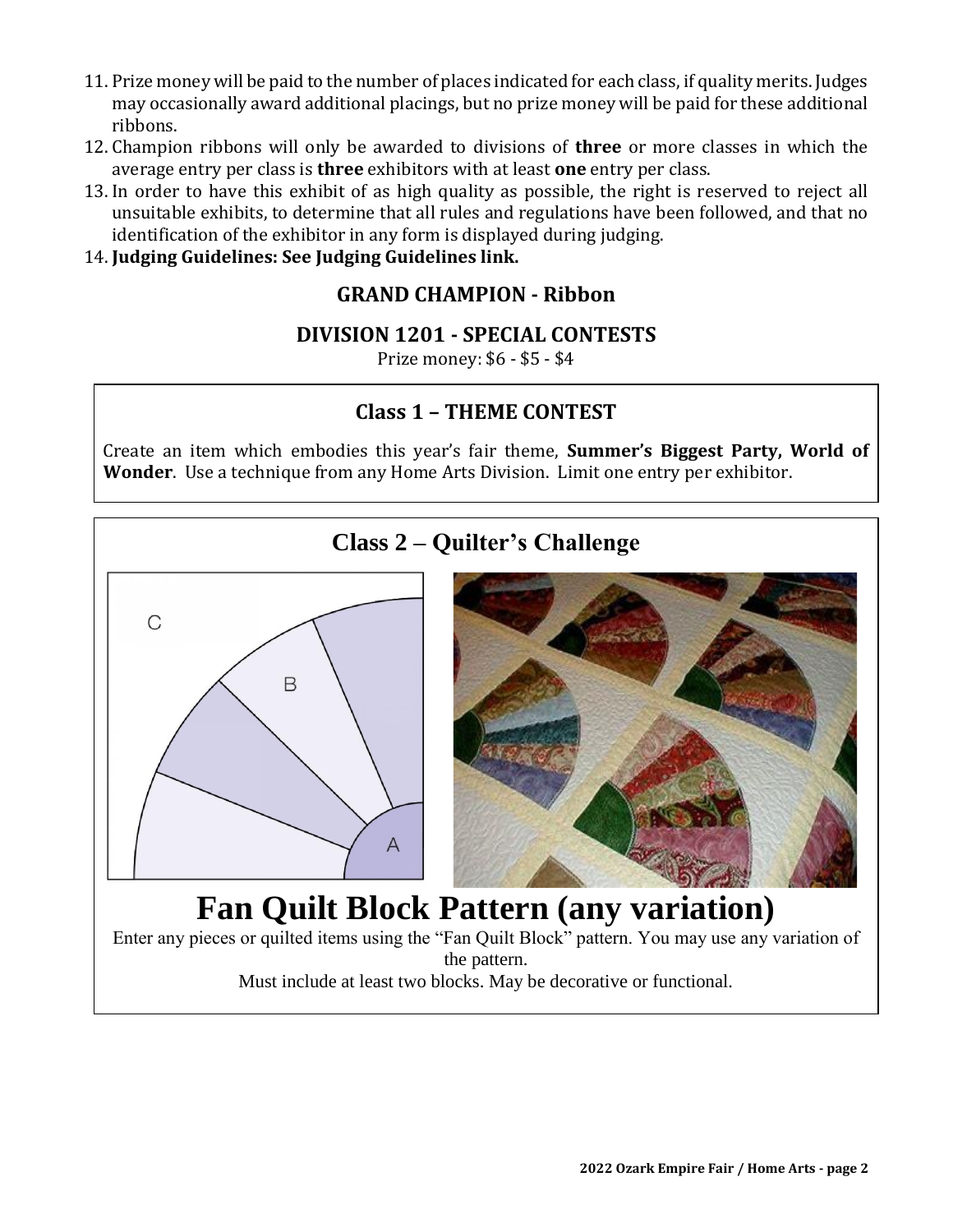11. Prize money will be paid to the number of places indicated for each class, if quality merits. Judges may occasionally award additional placings, but no prize money will be paid for these additional ribbons.
12. Champion ribbons will only be awarded to divisions of **three** or more classes in which the average entry per class is **three** exhibitors with at least **one** entry per class.
13. In order to have this exhibit of as high quality as possible, the right is reserved to reject all unsuitable exhibits, to determine that all rules and regulations have been followed, and that no identification of the exhibitor in any form is displayed during judging.
14. **Judging Guidelines: See Judging Guidelines link.**

## GRAND CHAMPION - Ribbon

## DIVISION 1201 - SPECIAL CONTESTS

Prize money: $6 - $5 - $4

### Class 1 – THEME CONTEST

Create an item which embodies this year's fair theme, **Summer's Biggest Party, World of Wonder**. Use a technique from any Home Arts Division. Limit one entry per exhibitor.

### Class 2 – Quilter's Challenge

# Fan Quilt Block Pattern (any variation)

Enter any pieces or quilted items using the "Fan Quilt Block" pattern. You may use any variation of the pattern.

Must include at least two blocks. May be decorative or functional.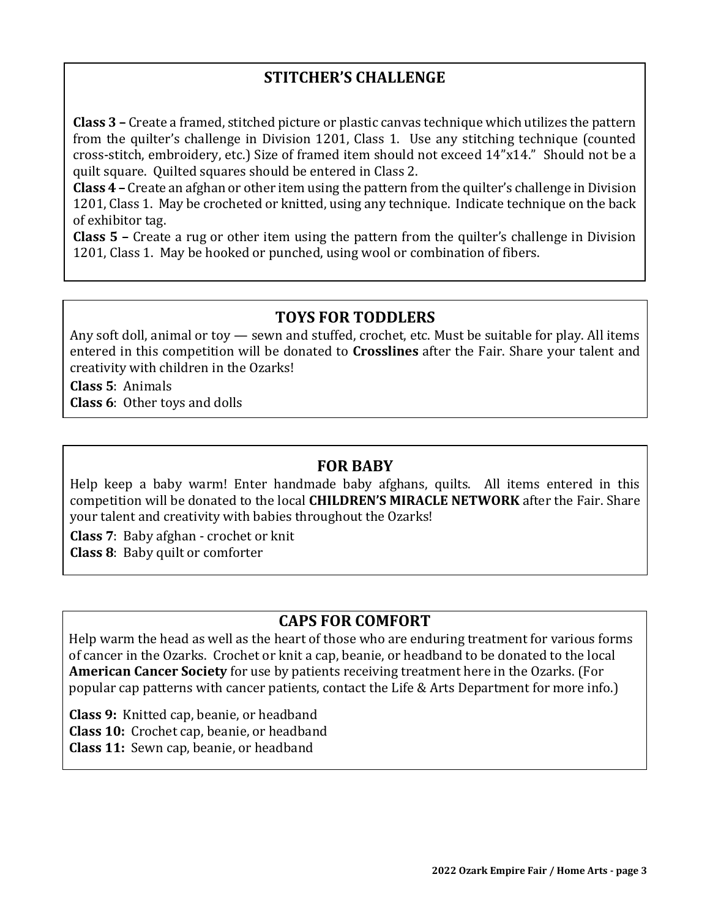## STITCHER'S CHALLENGE

**Class 3 –** Create a framed, stitched picture or plastic canvas technique which utilizes the pattern from the quilter's challenge in Division 1201, Class 1. Use any stitching technique (counted cross-stitch, embroidery, etc.) Size of framed item should not exceed 14"x14." Should not be a quilt square. Quilted squares should be entered in Class 2.

**Class 4 –** Create an afghan or other item using the pattern from the quilter's challenge in Division 1201, Class 1. May be crocheted or knitted, using any technique. Indicate technique on the back of exhibitor tag.

**Class 5 –** Create a rug or other item using the pattern from the quilter's challenge in Division 1201, Class 1. May be hooked or punched, using wool or combination of fibers.

## TOYS FOR TODDLERS

Any soft doll, animal or toy — sewn and stuffed, crochet, etc. Must be suitable for play. All items entered in this competition will be donated to **Crosslines** after the Fair. Share your talent and creativity with children in the Ozarks!

**Class 5**: Animals
**Class 6**: Other toys and dolls

## FOR BABY

Help keep a baby warm! Enter handmade baby afghans, quilts. All items entered in this competition will be donated to the local **CHILDREN'S MIRACLE NETWORK** after the Fair. Share your talent and creativity with babies throughout the Ozarks!

**Class 7**: Baby afghan - crochet or knit
**Class 8**: Baby quilt or comforter

## CAPS FOR COMFORT

Help warm the head as well as the heart of those who are enduring treatment for various forms of cancer in the Ozarks. Crochet or knit a cap, beanie, or headband to be donated to the local **American Cancer Society** for use by patients receiving treatment here in the Ozarks. (For popular cap patterns with cancer patients, contact the Life & Arts Department for more info.)

**Class 9:** Knitted cap, beanie, or headband
**Class 10:** Crochet cap, beanie, or headband
**Class 11:** Sewn cap, beanie, or headband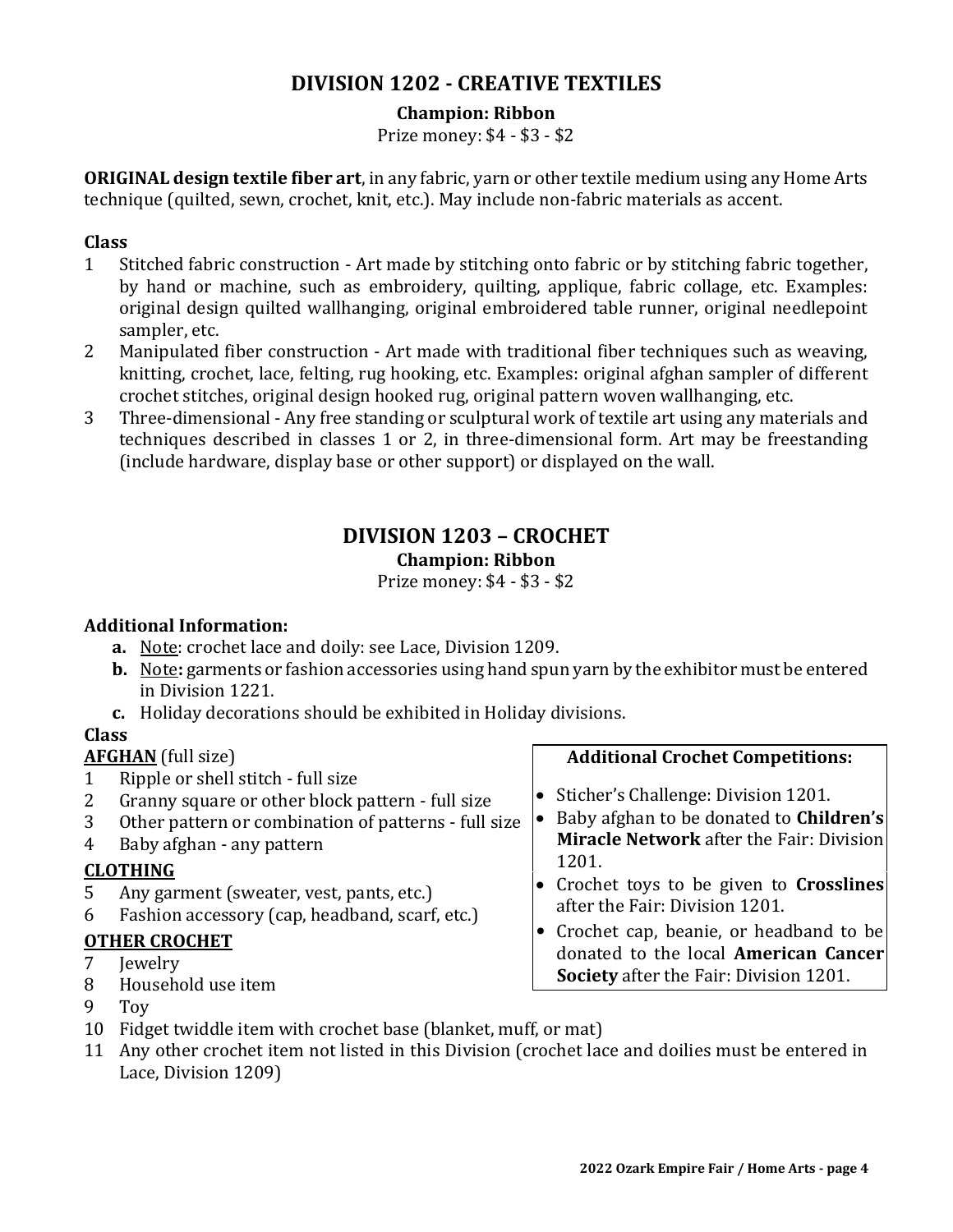## DIVISION 1202 - CREATIVE TEXTILES

**Champion: Ribbon**

Prize money: $4 - $3 - $2

**ORIGINAL design textile fiber art**, in any fabric, yarn or other textile medium using any Home Arts technique (quilted, sewn, crochet, knit, etc.). May include non-fabric materials as accent.

**Class**

1. Stitched fabric construction - Art made by stitching onto fabric or by stitching fabric together, by hand or machine, such as embroidery, quilting, applique, fabric collage, etc. Examples: original design quilted wallhanging, original embroidered table runner, original needlepoint sampler, etc.
2. Manipulated fiber construction - Art made with traditional fiber techniques such as weaving, knitting, crochet, lace, felting, rug hooking, etc. Examples: original afghan sampler of different crochet stitches, original design hooked rug, original pattern woven wallhanging, etc.
3. Three-dimensional - Any free standing or sculptural work of textile art using any materials and techniques described in classes 1 or 2, in three-dimensional form. Art may be freestanding (include hardware, display base or other support) or displayed on the wall.

## DIVISION 1203 – CROCHET

**Champion: Ribbon**

Prize money: $4 - $3 - $2

**Additional Information:**

- **a.** Note: crochet lace and doily: see Lace, Division 1209.
- **b.** Note**:** garments or fashion accessories using hand spun yarn by the exhibitor must be entered in Division 1221.
- **c.** Holiday decorations should be exhibited in Holiday divisions.

**Class**

**AFGHAN** (full size)

1. Ripple or shell stitch - full size
2. Granny square or other block pattern - full size
3. Other pattern or combination of patterns - full size
4. Baby afghan - any pattern

**CLOTHING**

5. Any garment (sweater, vest, pants, etc.)
6. Fashion accessory (cap, headband, scarf, etc.)

**OTHER CROCHET**

7. Jewelry
8. Household use item
9. Toy
10. Fidget twiddle item with crochet base (blanket, muff, or mat)
11. Any other crochet item not listed in this Division (crochet lace and doilies must be entered in Lace, Division 1209)

**Additional Crochet Competitions:**

- Sticher's Challenge: Division 1201.
- Baby afghan to be donated to **Children's Miracle Network** after the Fair: Division 1201.
- Crochet toys to be given to **Crosslines** after the Fair: Division 1201.
- Crochet cap, beanie, or headband to be donated to the local **American Cancer Society** after the Fair: Division 1201.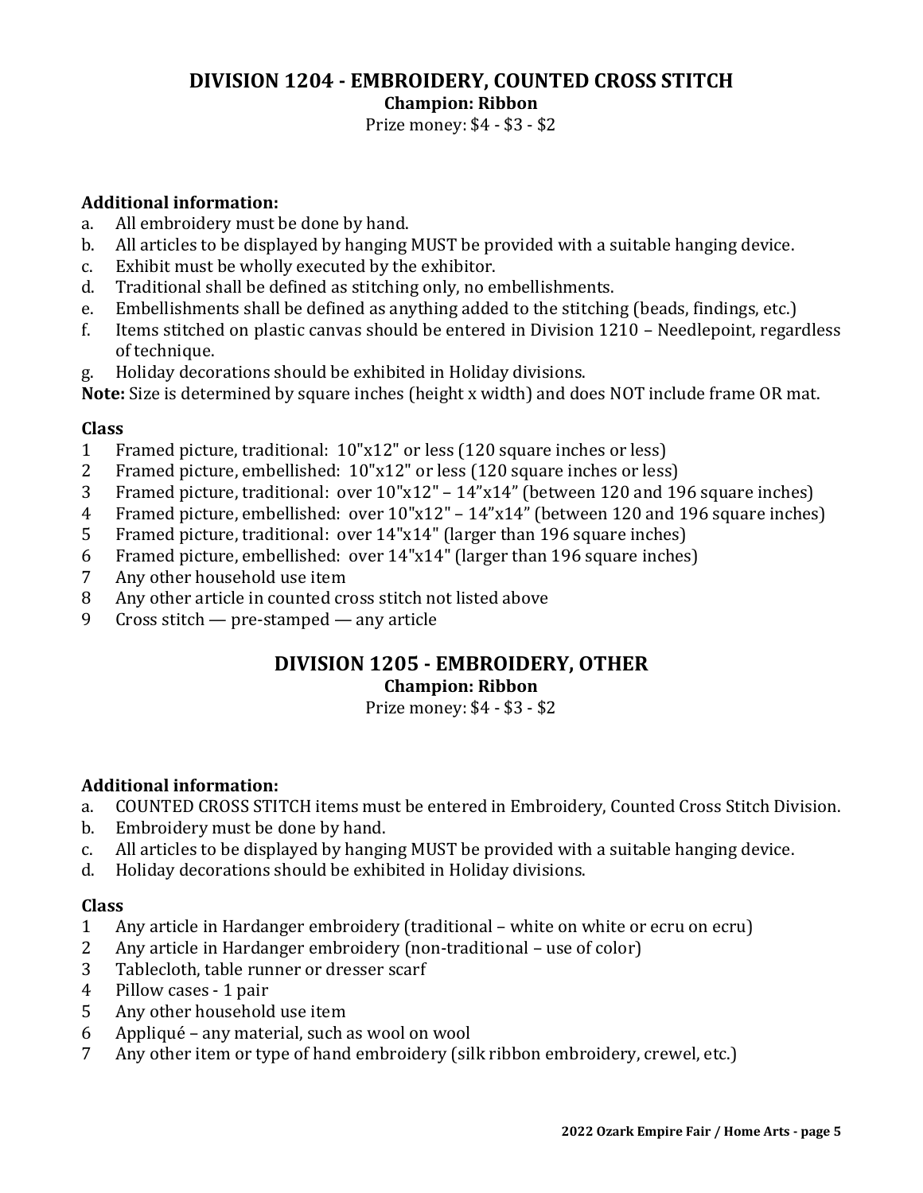## DIVISION 1204 - EMBROIDERY, COUNTED CROSS STITCH

**Champion: Ribbon**

Prize money: $4 - $3 - $2

**Additional information:**

a. All embroidery must be done by hand.
b. All articles to be displayed by hanging MUST be provided with a suitable hanging device.
c. Exhibit must be wholly executed by the exhibitor.
d. Traditional shall be defined as stitching only, no embellishments.
e. Embellishments shall be defined as anything added to the stitching (beads, findings, etc.)
f. Items stitched on plastic canvas should be entered in Division 1210 – Needlepoint, regardless of technique.
g. Holiday decorations should be exhibited in Holiday divisions.

**Note:** Size is determined by square inches (height x width) and does NOT include frame OR mat.

**Class**

1 Framed picture, traditional: 10"x12" or less (120 square inches or less)
2 Framed picture, embellished: 10"x12" or less (120 square inches or less)
3 Framed picture, traditional: over 10"x12" – 14"x14" (between 120 and 196 square inches)
4 Framed picture, embellished: over 10"x12" – 14"x14" (between 120 and 196 square inches)
5 Framed picture, traditional: over 14"x14" (larger than 196 square inches)
6 Framed picture, embellished: over 14"x14" (larger than 196 square inches)
7 Any other household use item
8 Any other article in counted cross stitch not listed above
9 Cross stitch — pre-stamped — any article

## DIVISION 1205 - EMBROIDERY, OTHER

**Champion: Ribbon**

Prize money: $4 - $3 - $2

**Additional information:**

a. COUNTED CROSS STITCH items must be entered in Embroidery, Counted Cross Stitch Division.
b. Embroidery must be done by hand.
c. All articles to be displayed by hanging MUST be provided with a suitable hanging device.
d. Holiday decorations should be exhibited in Holiday divisions.

**Class**

1 Any article in Hardanger embroidery (traditional – white on white or ecru on ecru)
2 Any article in Hardanger embroidery (non-traditional – use of color)
3 Tablecloth, table runner or dresser scarf
4 Pillow cases - 1 pair
5 Any other household use item
6 Appliqué – any material, such as wool on wool
7 Any other item or type of hand embroidery (silk ribbon embroidery, crewel, etc.)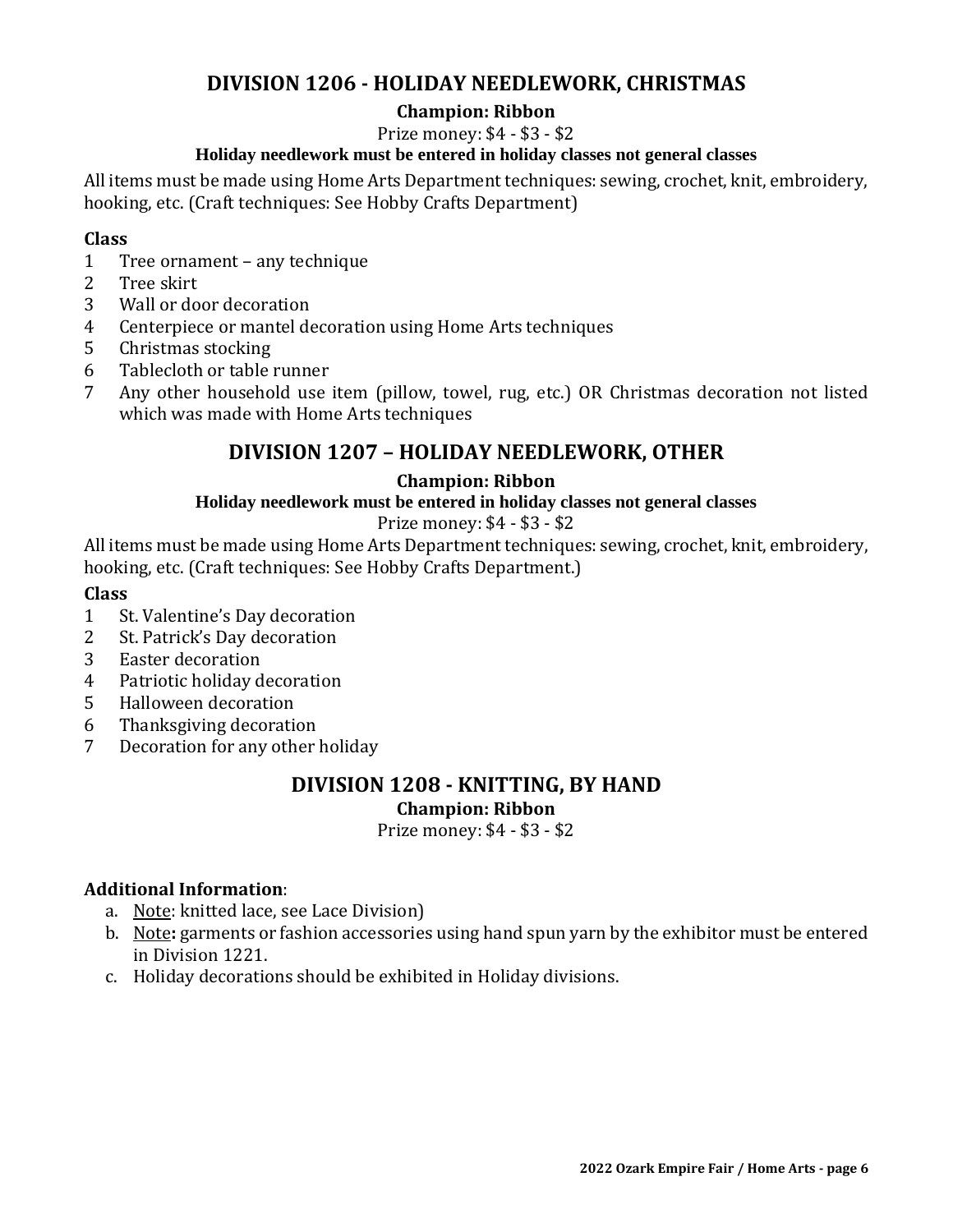## DIVISION 1206 - HOLIDAY NEEDLEWORK, CHRISTMAS

**Champion: Ribbon**

Prize money: $4 - $3 - $2

**Holiday needlework must be entered in holiday classes not general classes**

All items must be made using Home Arts Department techniques: sewing, crochet, knit, embroidery, hooking, etc. (Craft techniques: See Hobby Crafts Department)

**Class**

1 Tree ornament – any technique
2 Tree skirt
3 Wall or door decoration
4 Centerpiece or mantel decoration using Home Arts techniques
5 Christmas stocking
6 Tablecloth or table runner
7 Any other household use item (pillow, towel, rug, etc.) OR Christmas decoration not listed which was made with Home Arts techniques

## DIVISION 1207 – HOLIDAY NEEDLEWORK, OTHER

**Champion: Ribbon**

**Holiday needlework must be entered in holiday classes not general classes**

Prize money: $4 - $3 - $2

All items must be made using Home Arts Department techniques: sewing, crochet, knit, embroidery, hooking, etc. (Craft techniques: See Hobby Crafts Department.)

**Class**

1 St. Valentine's Day decoration
2 St. Patrick's Day decoration
3 Easter decoration
4 Patriotic holiday decoration
5 Halloween decoration
6 Thanksgiving decoration
7 Decoration for any other holiday

## DIVISION 1208 - KNITTING, BY HAND

**Champion: Ribbon**

Prize money: $4 - $3 - $2

**Additional Information**:

a. Note: knitted lace, see Lace Division)
b. Note**:** garments or fashion accessories using hand spun yarn by the exhibitor must be entered in Division 1221.
c. Holiday decorations should be exhibited in Holiday divisions.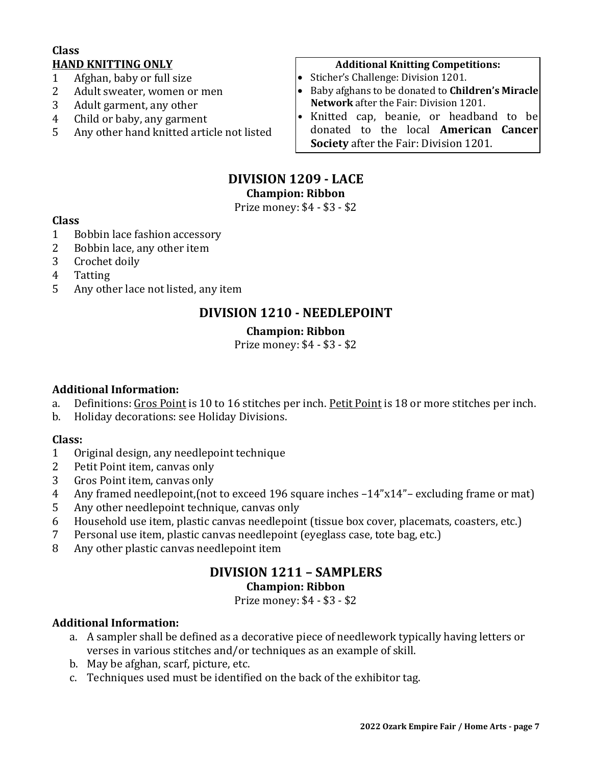**Class**

**HAND KNITTING ONLY**

1 Afghan, baby or full size
2 Adult sweater, women or men
3 Adult garment, any other
4 Child or baby, any garment
5 Any other hand knitted article not listed

**Additional Knitting Competitions:**

- Sticher's Challenge: Division 1201.
- Baby afghans to be donated to **Children's Miracle Network** after the Fair: Division 1201.
- Knitted cap, beanie, or headband to be donated to the local **American Cancer Society** after the Fair: Division 1201.

## DIVISION 1209 - LACE

**Champion: Ribbon**

Prize money: $4 - $3 - $2

**Class**

1 Bobbin lace fashion accessory
2 Bobbin lace, any other item
3 Crochet doily
4 Tatting
5 Any other lace not listed, any item

## DIVISION 1210 - NEEDLEPOINT

**Champion: Ribbon**

Prize money: $4 - $3 - $2

**Additional Information:**

a. Definitions: Gros Point is 10 to 16 stitches per inch. Petit Point is 18 or more stitches per inch.
b. Holiday decorations: see Holiday Divisions.

**Class:**

1 Original design, any needlepoint technique
2 Petit Point item, canvas only
3 Gros Point item, canvas only
4 Any framed needlepoint,(not to exceed 196 square inches –14"x14"– excluding frame or mat)
5 Any other needlepoint technique, canvas only
6 Household use item, plastic canvas needlepoint (tissue box cover, placemats, coasters, etc.)
7 Personal use item, plastic canvas needlepoint (eyeglass case, tote bag, etc.)
8 Any other plastic canvas needlepoint item

## DIVISION 1211 – SAMPLERS

**Champion: Ribbon**

Prize money: $4 - $3 - $2

**Additional Information:**

a. A sampler shall be defined as a decorative piece of needlework typically having letters or verses in various stitches and/or techniques as an example of skill.
b. May be afghan, scarf, picture, etc.
c. Techniques used must be identified on the back of the exhibitor tag.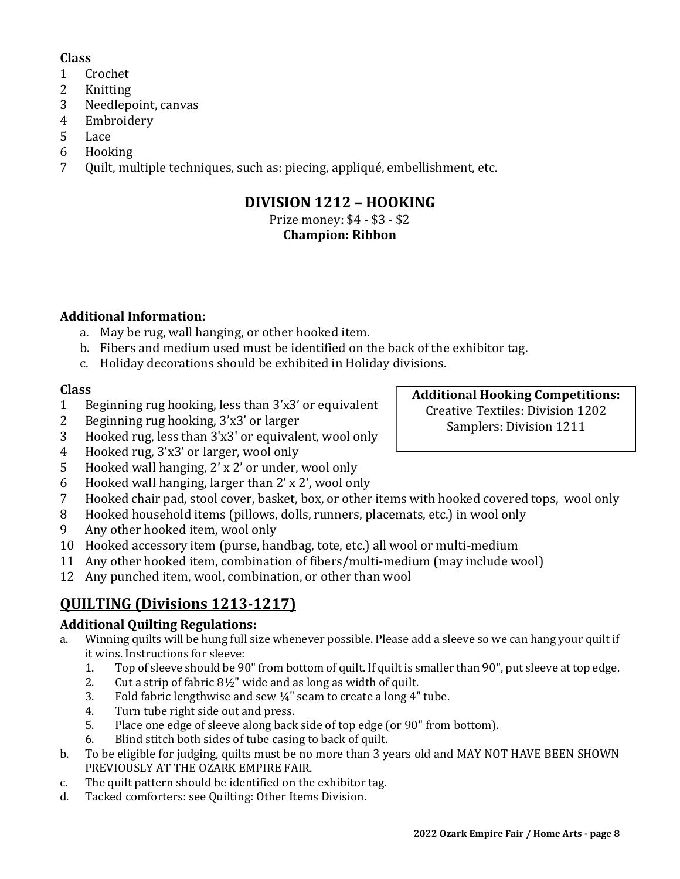**Class**

1 Crochet
2 Knitting
3 Needlepoint, canvas
4 Embroidery
5 Lace
6 Hooking
7 Quilt, multiple techniques, such as: piecing, appliqué, embellishment, etc.

## DIVISION 1212 – HOOKING

Prize money: $4 - $3 - $2
**Champion: Ribbon**

**Additional Information:**

a. May be rug, wall hanging, or other hooked item.
b. Fibers and medium used must be identified on the back of the exhibitor tag.
c. Holiday decorations should be exhibited in Holiday divisions.

**Class**

1 Beginning rug hooking, less than 3'x3' or equivalent
2 Beginning rug hooking, 3'x3' or larger
3 Hooked rug, less than 3'x3' or equivalent, wool only
4 Hooked rug, 3'x3' or larger, wool only
5 Hooked wall hanging, 2' x 2' or under, wool only
6 Hooked wall hanging, larger than 2' x 2', wool only
7 Hooked chair pad, stool cover, basket, box, or other items with hooked covered tops, wool only
8 Hooked household items (pillows, dolls, runners, placemats, etc.) in wool only
9 Any other hooked item, wool only
10 Hooked accessory item (purse, handbag, tote, etc.) all wool or multi-medium
11 Any other hooked item, combination of fibers/multi-medium (may include wool)
12 Any punched item, wool, combination, or other than wool

**Additional Hooking Competitions:**
Creative Textiles: Division 1202
Samplers: Division 1211

## QUILTING (Divisions 1213-1217)

**Additional Quilting Regulations:**

a. Winning quilts will be hung full size whenever possible. Please add a sleeve so we can hang your quilt if it wins. Instructions for sleeve:
   1. Top of sleeve should be 90" from bottom of quilt. If quilt is smaller than 90", put sleeve at top edge.
   2. Cut a strip of fabric 8½" wide and as long as width of quilt.
   3. Fold fabric lengthwise and sew ¼" seam to create a long 4" tube.
   4. Turn tube right side out and press.
   5. Place one edge of sleeve along back side of top edge (or 90" from bottom).
   6. Blind stitch both sides of tube casing to back of quilt.
b. To be eligible for judging, quilts must be no more than 3 years old and MAY NOT HAVE BEEN SHOWN PREVIOUSLY AT THE OZARK EMPIRE FAIR.
c. The quilt pattern should be identified on the exhibitor tag.
d. Tacked comforters: see Quilting: Other Items Division.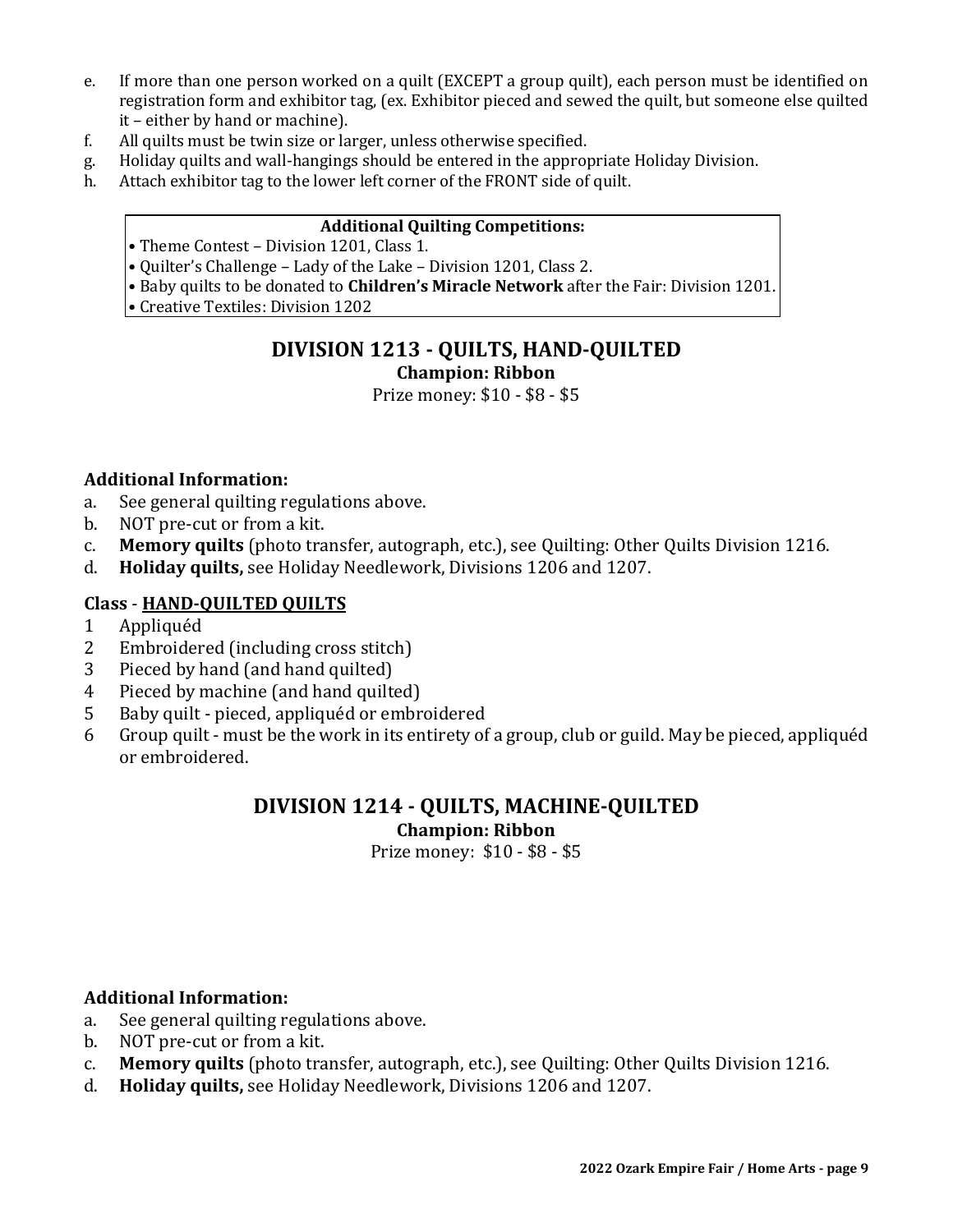e. If more than one person worked on a quilt (EXCEPT a group quilt), each person must be identified on registration form and exhibitor tag, (ex. Exhibitor pieced and sewed the quilt, but someone else quilted it – either by hand or machine).
f. All quilts must be twin size or larger, unless otherwise specified.
g. Holiday quilts and wall-hangings should be entered in the appropriate Holiday Division.
h. Attach exhibitor tag to the lower left corner of the FRONT side of quilt.

**Additional Quilting Competitions:**

- Theme Contest – Division 1201, Class 1.
- Quilter's Challenge – Lady of the Lake – Division 1201, Class 2.
- Baby quilts to be donated to **Children's Miracle Network** after the Fair: Division 1201.
- Creative Textiles: Division 1202

## DIVISION 1213 - QUILTS, HAND-QUILTED

**Champion: Ribbon**

Prize money: $10 - $8 - $5

### Additional Information:

a. See general quilting regulations above.
b. NOT pre-cut or from a kit.
c. **Memory quilts** (photo transfer, autograph, etc.), see Quilting: Other Quilts Division 1216.
d. **Holiday quilts,** see Holiday Needlework, Divisions 1206 and 1207.

### Class - HAND-QUILTED QUILTS

1 Appliquéd
2 Embroidered (including cross stitch)
3 Pieced by hand (and hand quilted)
4 Pieced by machine (and hand quilted)
5 Baby quilt - pieced, appliquéd or embroidered
6 Group quilt - must be the work in its entirety of a group, club or guild. May be pieced, appliquéd or embroidered.

## DIVISION 1214 - QUILTS, MACHINE-QUILTED

**Champion: Ribbon**

Prize money: $10 - $8 - $5

### Additional Information:

a. See general quilting regulations above.
b. NOT pre-cut or from a kit.
c. **Memory quilts** (photo transfer, autograph, etc.), see Quilting: Other Quilts Division 1216.
d. **Holiday quilts,** see Holiday Needlework, Divisions 1206 and 1207.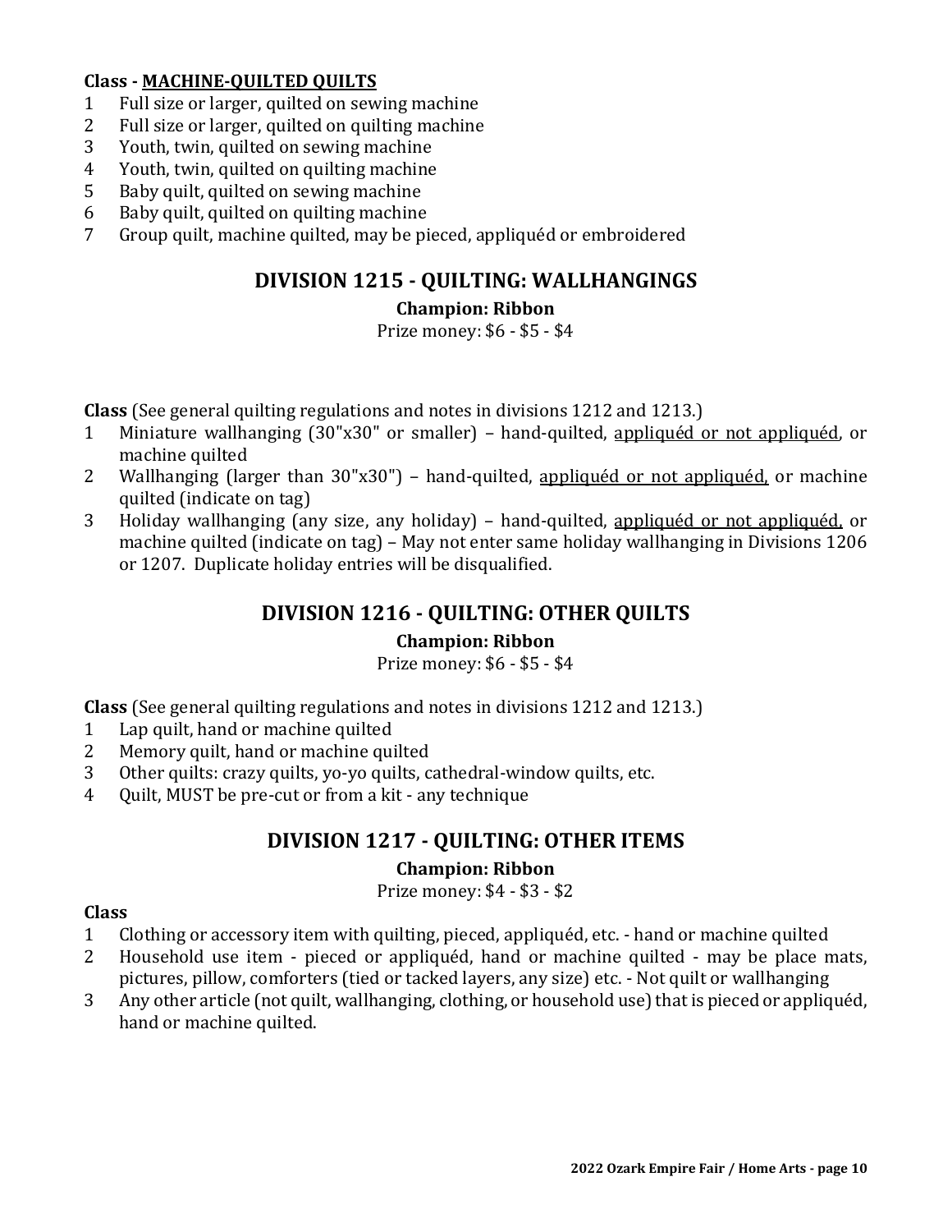**Class - <u>MACHINE-QUILTED QUILTS</u>**

1 Full size or larger, quilted on sewing machine
2 Full size or larger, quilted on quilting machine
3 Youth, twin, quilted on sewing machine
4 Youth, twin, quilted on quilting machine
5 Baby quilt, quilted on sewing machine
6 Baby quilt, quilted on quilting machine
7 Group quilt, machine quilted, may be pieced, appliquéd or embroidered

## DIVISION 1215 - QUILTING: WALLHANGINGS

**Champion: Ribbon**

Prize money: $6 - $5 - $4

**Class** (See general quilting regulations and notes in divisions 1212 and 1213.)

1 Miniature wallhanging (30"x30" or smaller) – hand-quilted, <u>appliquéd or not appliquéd</u>, or machine quilted
2 Wallhanging (larger than 30"x30") – hand-quilted, <u>appliquéd or not appliquéd,</u> or machine quilted (indicate on tag)
3 Holiday wallhanging (any size, any holiday) – hand-quilted, <u>appliquéd or not appliquéd,</u> or machine quilted (indicate on tag) – May not enter same holiday wallhanging in Divisions 1206 or 1207. Duplicate holiday entries will be disqualified.

## DIVISION 1216 - QUILTING: OTHER QUILTS

**Champion: Ribbon**

Prize money: $6 - $5 - $4

**Class** (See general quilting regulations and notes in divisions 1212 and 1213.)

1 Lap quilt, hand or machine quilted
2 Memory quilt, hand or machine quilted
3 Other quilts: crazy quilts, yo-yo quilts, cathedral-window quilts, etc.
4 Quilt, MUST be pre-cut or from a kit - any technique

## DIVISION 1217 - QUILTING: OTHER ITEMS

**Champion: Ribbon**

Prize money: $4 - $3 - $2

**Class**

1 Clothing or accessory item with quilting, pieced, appliquéd, etc. - hand or machine quilted
2 Household use item - pieced or appliquéd, hand or machine quilted - may be place mats, pictures, pillow, comforters (tied or tacked layers, any size) etc. - Not quilt or wallhanging
3 Any other article (not quilt, wallhanging, clothing, or household use) that is pieced or appliquéd, hand or machine quilted.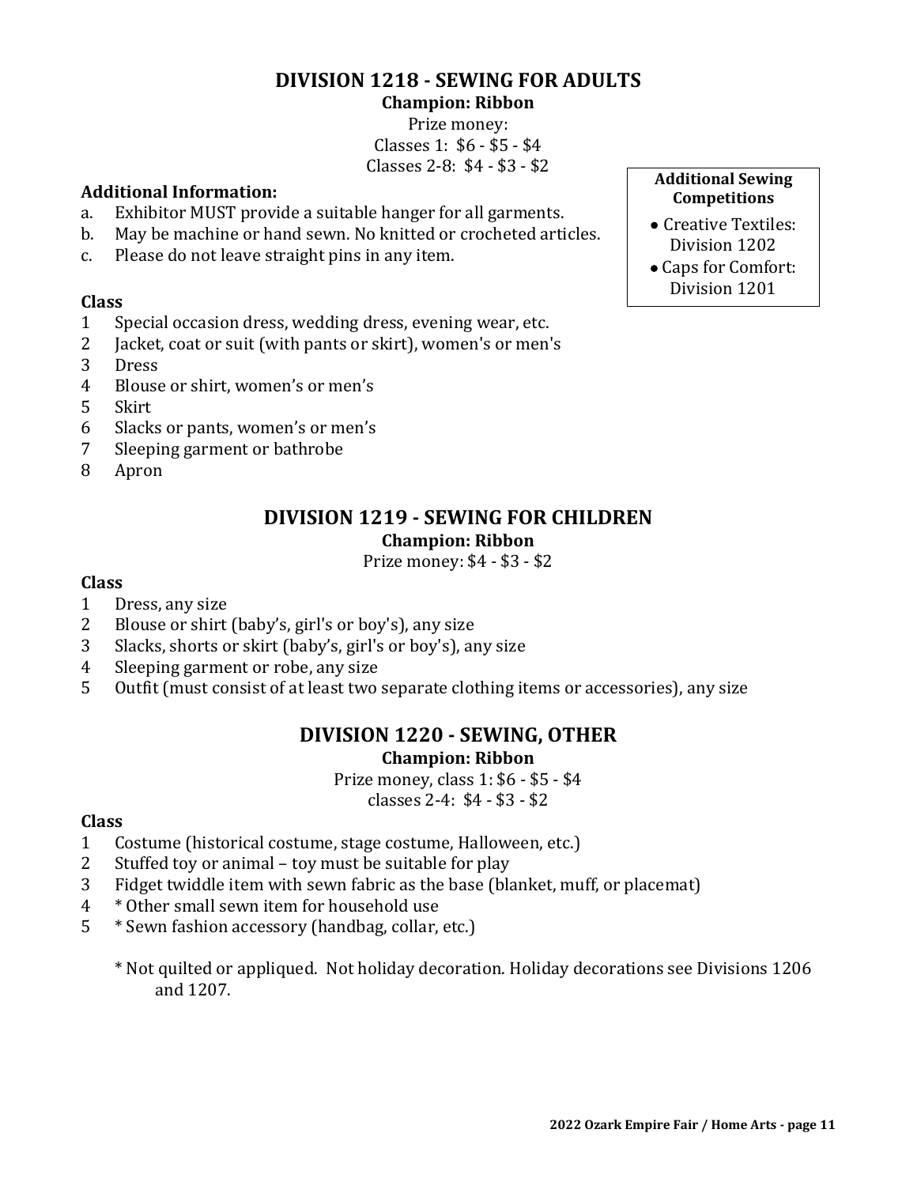## DIVISION 1218 - SEWING FOR ADULTS

**Champion: Ribbon**

Prize money:
Classes 1: $6 - $5 - $4
Classes 2-8: $4 - $3 - $2

**Additional Sewing Competitions**

- Creative Textiles: Division 1202
- Caps for Comfort: Division 1201

**Additional Information:**

a. Exhibitor MUST provide a suitable hanger for all garments.
b. May be machine or hand sewn. No knitted or crocheted articles.
c. Please do not leave straight pins in any item.

**Class**

1 Special occasion dress, wedding dress, evening wear, etc.
2 Jacket, coat or suit (with pants or skirt), women's or men's
3 Dress
4 Blouse or shirt, women's or men's
5 Skirt
6 Slacks or pants, women's or men's
7 Sleeping garment or bathrobe
8 Apron

## DIVISION 1219 - SEWING FOR CHILDREN

**Champion: Ribbon**

Prize money: $4 - $3 - $2

**Class**

1 Dress, any size
2 Blouse or shirt (baby's, girl's or boy's), any size
3 Slacks, shorts or skirt (baby's, girl's or boy's), any size
4 Sleeping garment or robe, any size
5 Outfit (must consist of at least two separate clothing items or accessories), any size

## DIVISION 1220 - SEWING, OTHER

**Champion: Ribbon**

Prize money, class 1: $6 - $5 - $4
classes 2-4: $4 - $3 - $2

**Class**

1 Costume (historical costume, stage costume, Halloween, etc.)
2 Stuffed toy or animal – toy must be suitable for play
3 Fidget twiddle item with sewn fabric as the base (blanket, muff, or placemat)
4 * Other small sewn item for household use
5 * Sewn fashion accessory (handbag, collar, etc.)

* Not quilted or appliqued. Not holiday decoration. Holiday decorations see Divisions 1206 and 1207.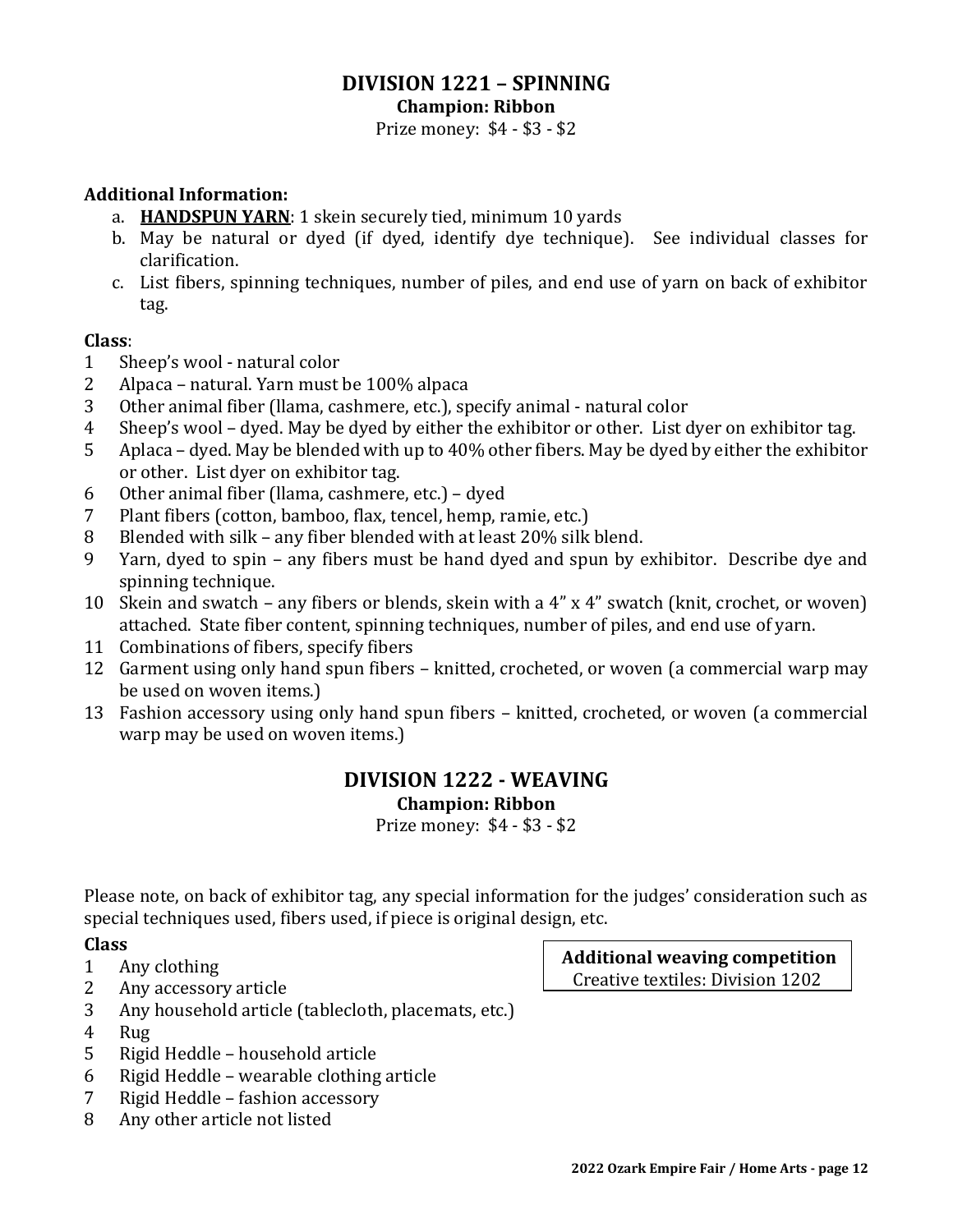## DIVISION 1221 – SPINNING

**Champion: Ribbon**

Prize money: $4 - $3 - $2

**Additional Information:**

a. **HANDSPUN YARN**: 1 skein securely tied, minimum 10 yards
b. May be natural or dyed (if dyed, identify dye technique). See individual classes for clarification.
c. List fibers, spinning techniques, number of piles, and end use of yarn on back of exhibitor tag.

**Class**:

1 Sheep's wool - natural color
2 Alpaca – natural. Yarn must be 100% alpaca
3 Other animal fiber (llama, cashmere, etc.), specify animal - natural color
4 Sheep's wool – dyed. May be dyed by either the exhibitor or other. List dyer on exhibitor tag.
5 Aplaca – dyed. May be blended with up to 40% other fibers. May be dyed by either the exhibitor or other. List dyer on exhibitor tag.
6 Other animal fiber (llama, cashmere, etc.) – dyed
7 Plant fibers (cotton, bamboo, flax, tencel, hemp, ramie, etc.)
8 Blended with silk – any fiber blended with at least 20% silk blend.
9 Yarn, dyed to spin – any fibers must be hand dyed and spun by exhibitor. Describe dye and spinning technique.
10 Skein and swatch – any fibers or blends, skein with a 4" x 4" swatch (knit, crochet, or woven) attached. State fiber content, spinning techniques, number of piles, and end use of yarn.
11 Combinations of fibers, specify fibers
12 Garment using only hand spun fibers – knitted, crocheted, or woven (a commercial warp may be used on woven items.)
13 Fashion accessory using only hand spun fibers – knitted, crocheted, or woven (a commercial warp may be used on woven items.)

## DIVISION 1222 - WEAVING

**Champion: Ribbon**

Prize money: $4 - $3 - $2

Please note, on back of exhibitor tag, any special information for the judges' consideration such as special techniques used, fibers used, if piece is original design, etc.

**Additional weaving competition**
Creative textiles: Division 1202

**Class**

1 Any clothing
2 Any accessory article
3 Any household article (tablecloth, placemats, etc.)
4 Rug
5 Rigid Heddle – household article
6 Rigid Heddle – wearable clothing article
7 Rigid Heddle – fashion accessory
8 Any other article not listed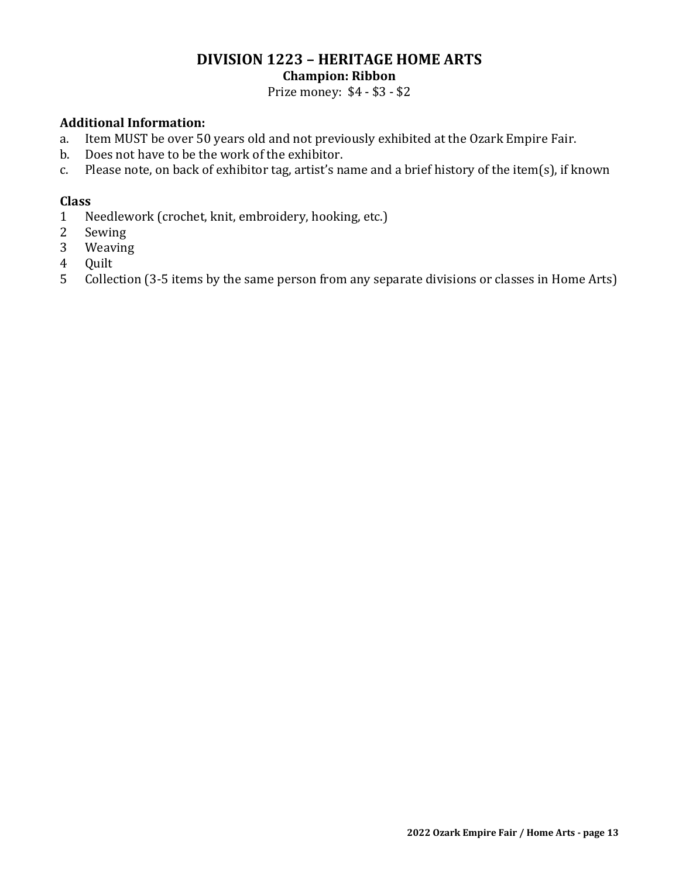# DIVISION 1223 – HERITAGE HOME ARTS

**Champion: Ribbon**

Prize money: $4 - $3 - $2

**Additional Information:**

a. Item MUST be over 50 years old and not previously exhibited at the Ozark Empire Fair.
b. Does not have to be the work of the exhibitor.
c. Please note, on back of exhibitor tag, artist's name and a brief history of the item(s), if known

**Class**

1 Needlework (crochet, knit, embroidery, hooking, etc.)
2 Sewing
3 Weaving
4 Quilt
5 Collection (3-5 items by the same person from any separate divisions or classes in Home Arts)